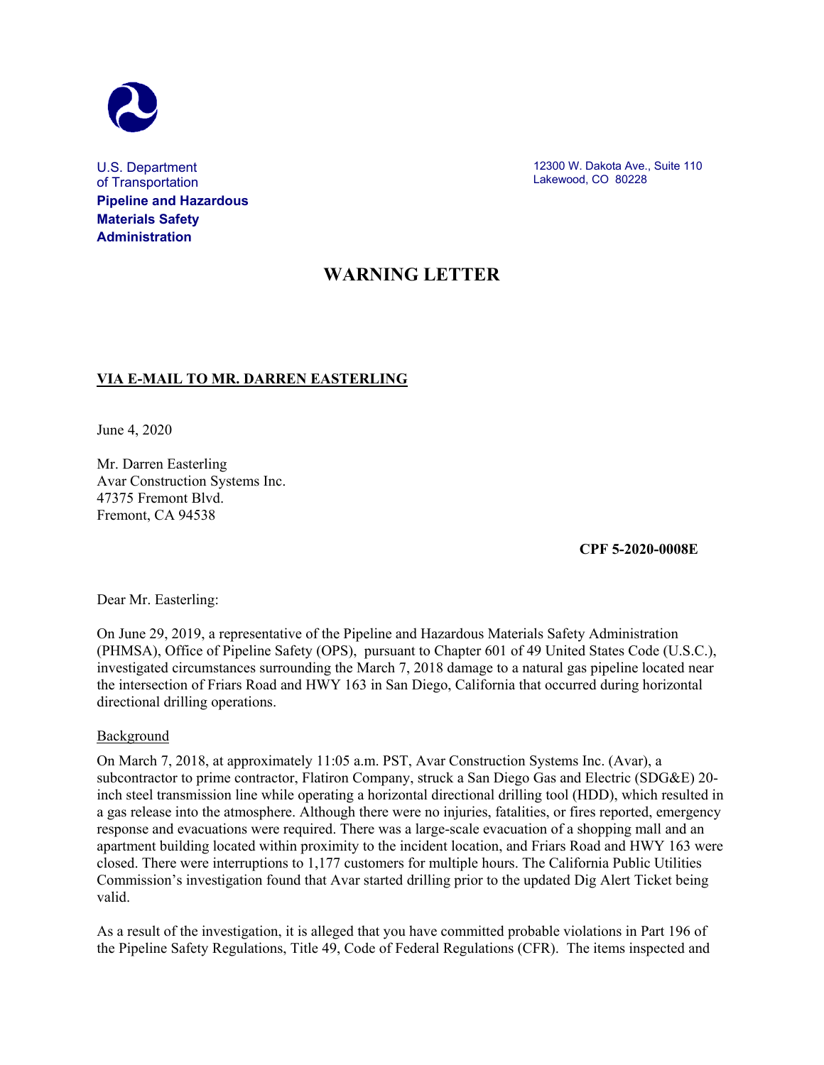U.S. Department of Transportation
**Pipeline and Hazardous Materials Safety Administration**

12300 W. Dakota Ave., Suite 110
Lakewood, CO 80228

# WARNING LETTER

**VIA E-MAIL TO MR. DARREN EASTERLING**

June 4, 2020

Mr. Darren Easterling
Avar Construction Systems Inc.
47375 Fremont Blvd.
Fremont, CA 94538

**CPF 5-2020-0008E**

Dear Mr. Easterling:

On June 29, 2019, a representative of the Pipeline and Hazardous Materials Safety Administration (PHMSA), Office of Pipeline Safety (OPS), pursuant to Chapter 601 of 49 United States Code (U.S.C.), investigated circumstances surrounding the March 7, 2018 damage to a natural gas pipeline located near the intersection of Friars Road and HWY 163 in San Diego, California that occurred during horizontal directional drilling operations.

Background

On March 7, 2018, at approximately 11:05 a.m. PST, Avar Construction Systems Inc. (Avar), a subcontractor to prime contractor, Flatiron Company, struck a San Diego Gas and Electric (SDG&E) 20-inch steel transmission line while operating a horizontal directional drilling tool (HDD), which resulted in a gas release into the atmosphere. Although there were no injuries, fatalities, or fires reported, emergency response and evacuations were required. There was a large-scale evacuation of a shopping mall and an apartment building located within proximity to the incident location, and Friars Road and HWY 163 were closed. There were interruptions to 1,177 customers for multiple hours. The California Public Utilities Commission's investigation found that Avar started drilling prior to the updated Dig Alert Ticket being valid.

As a result of the investigation, it is alleged that you have committed probable violations in Part 196 of the Pipeline Safety Regulations, Title 49, Code of Federal Regulations (CFR). The items inspected and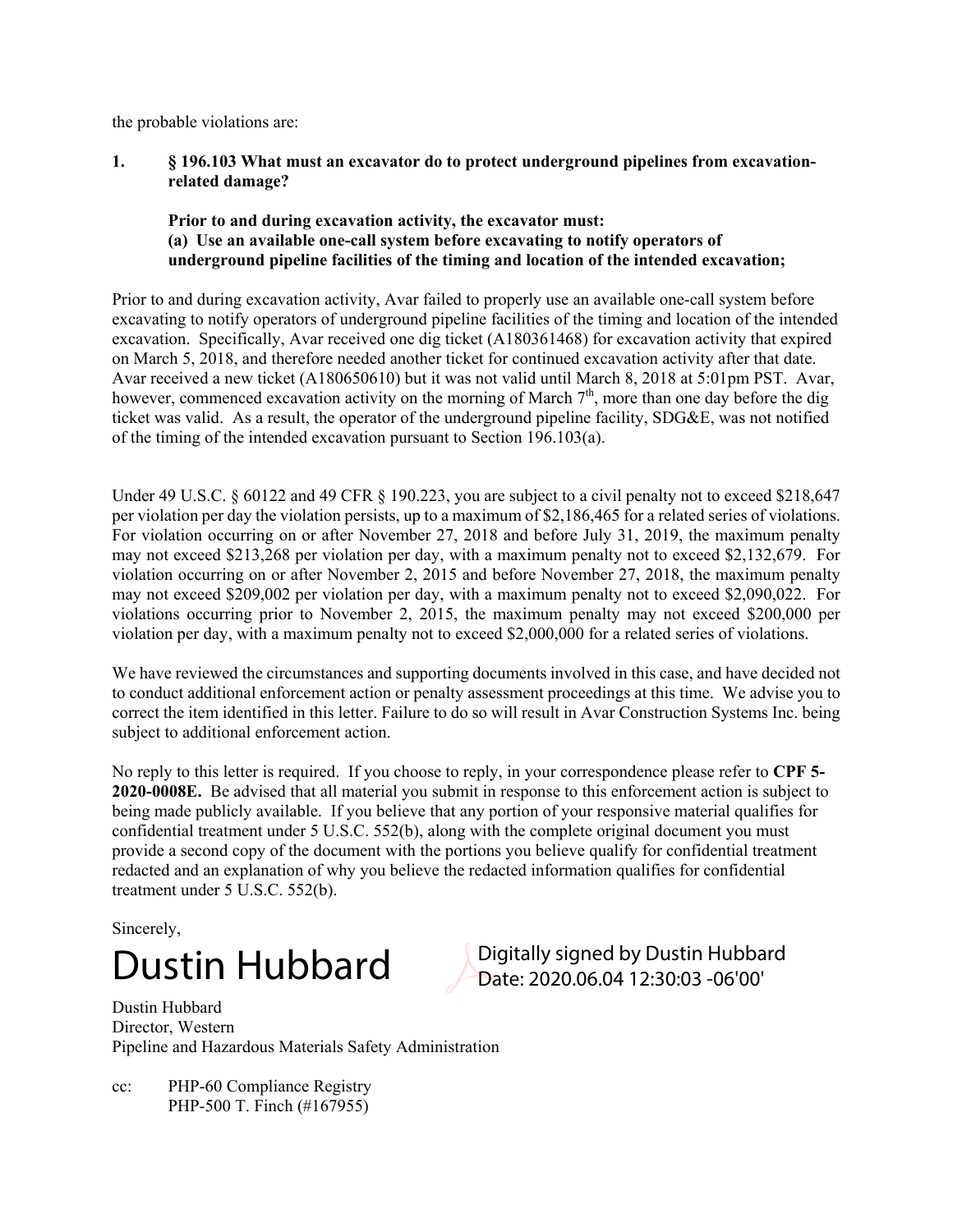the probable violations are:

1. **§ 196.103 What must an excavator do to protect underground pipelines from excavation-related damage?**

   **Prior to and during excavation activity, the excavator must:**
   **(a) Use an available one-call system before excavating to notify operators of underground pipeline facilities of the timing and location of the intended excavation;**

Prior to and during excavation activity, Avar failed to properly use an available one-call system before excavating to notify operators of underground pipeline facilities of the timing and location of the intended excavation. Specifically, Avar received one dig ticket (A180361468) for excavation activity that expired on March 5, 2018, and therefore needed another ticket for continued excavation activity after that date. Avar received a new ticket (A180650610) but it was not valid until March 8, 2018 at 5:01pm PST. Avar, however, commenced excavation activity on the morning of March 7th, more than one day before the dig ticket was valid. As a result, the operator of the underground pipeline facility, SDG&E, was not notified of the timing of the intended excavation pursuant to Section 196.103(a).

Under 49 U.S.C. § 60122 and 49 CFR § 190.223, you are subject to a civil penalty not to exceed $218,647 per violation per day the violation persists, up to a maximum of $2,186,465 for a related series of violations. For violation occurring on or after November 27, 2018 and before July 31, 2019, the maximum penalty may not exceed $213,268 per violation per day, with a maximum penalty not to exceed $2,132,679. For violation occurring on or after November 2, 2015 and before November 27, 2018, the maximum penalty may not exceed $209,002 per violation per day, with a maximum penalty not to exceed $2,090,022. For violations occurring prior to November 2, 2015, the maximum penalty may not exceed $200,000 per violation per day, with a maximum penalty not to exceed $2,000,000 for a related series of violations.

We have reviewed the circumstances and supporting documents involved in this case, and have decided not to conduct additional enforcement action or penalty assessment proceedings at this time. We advise you to correct the item identified in this letter. Failure to do so will result in Avar Construction Systems Inc. being subject to additional enforcement action.

No reply to this letter is required. If you choose to reply, in your correspondence please refer to **CPF 5-2020-0008E.** Be advised that all material you submit in response to this enforcement action is subject to being made publicly available. If you believe that any portion of your responsive material qualifies for confidential treatment under 5 U.S.C. 552(b), along with the complete original document you must provide a second copy of the document with the portions you believe qualify for confidential treatment redacted and an explanation of why you believe the redacted information qualifies for confidential treatment under 5 U.S.C. 552(b).

Sincerely,

Dustin Hubbard

Digitally signed by Dustin Hubbard
Date: 2020.06.04 12:30:03 -06'00'

Dustin Hubbard
Director, Western
Pipeline and Hazardous Materials Safety Administration

cc: PHP-60 Compliance Registry
PHP-500 T. Finch (#167955)